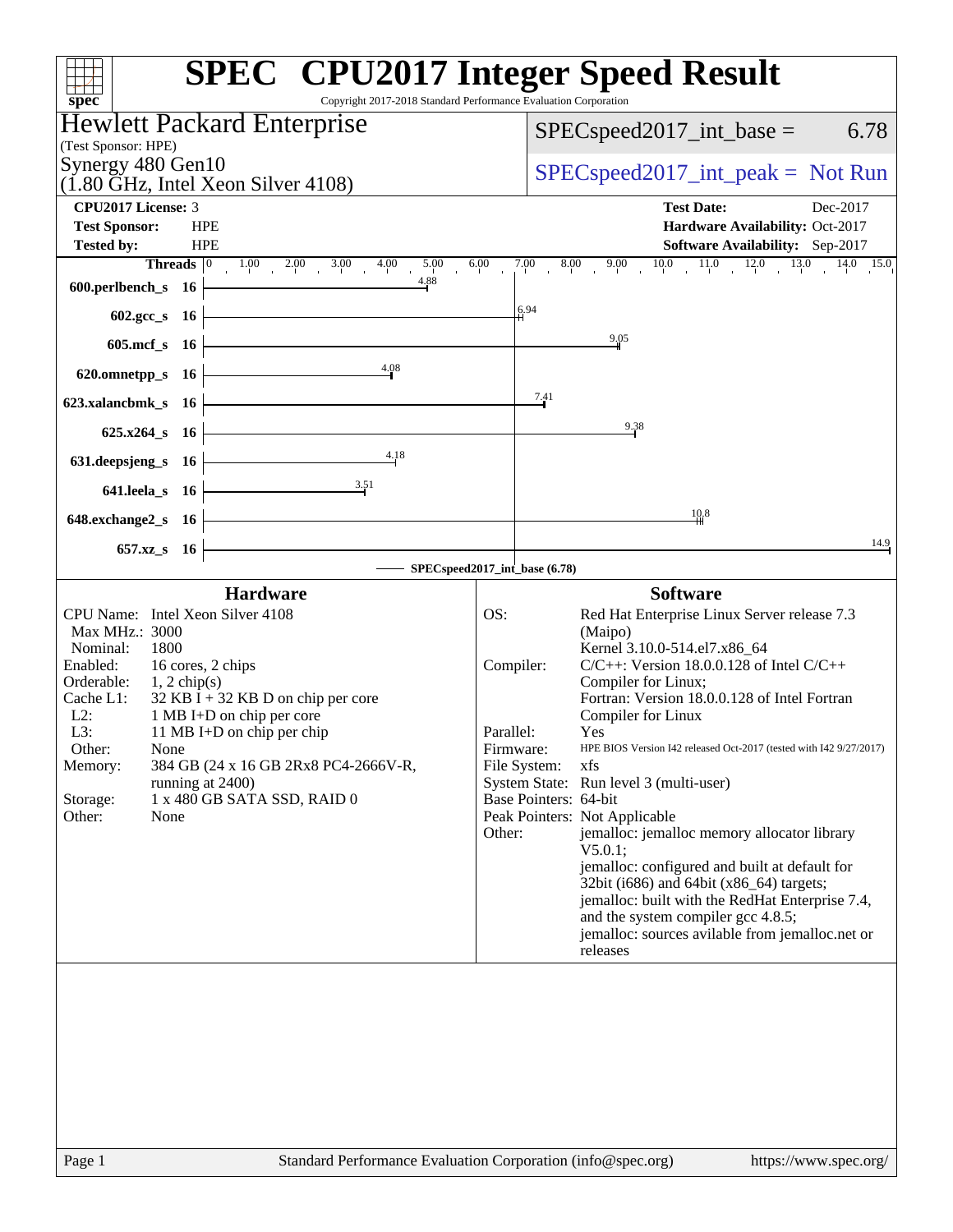# SPEC CPU2017 Integer Speed Result

Copyright 2017-2018 Standard Performance Evaluation Corporation

## Hewlett Packard Enterprise

(Test Sponsor: HPE)

Synergy 480 Gen10
(1.80 GHz, Intel Xeon Silver 4108)

SPECspeed2017_int_base = 6.78

SPECspeed2017_int_peak = Not Run

| | | | |
|---|---|---|---|
| **CPU2017 License:** | 3 | **Test Date:** | Dec-2017 |
| **Test Sponsor:** | HPE | **Hardware Availability:** | Oct-2017 |
| **Tested by:** | HPE | **Software Availability:** | Sep-2017 |

| Benchmark | Threads | Base |
|---|---|---|
| 600.perlbench_s | 16 | 4.88 |
| 602.gcc_s | 16 | 6.94 |
| 605.mcf_s | 16 | 9.05 |
| 620.omnetpp_s | 16 | 4.08 |
| 623.xalancbmk_s | 16 | 7.41 |
| 625.x264_s | 16 | 9.38 |
| 631.deepsjeng_s | 16 | 4.18 |
| 641.leela_s | 16 | 3.51 |
| 648.exchange2_s | 16 | 10.8 |
| 657.xz_s | 16 | 14.9 |

SPECspeed2017_int_base (6.78)

### Hardware

| | |
|---|---|
| CPU Name: | Intel Xeon Silver 4108 |
| Max MHz.: | 3000 |
| Nominal: | 1800 |
| Enabled: | 16 cores, 2 chips |
| Orderable: | 1, 2 chip(s) |
| Cache L1: | 32 KB I + 32 KB D on chip per core |
| L2: | 1 MB I+D on chip per core |
| L3: | 11 MB I+D on chip per chip |
| Other: | None |
| Memory: | 384 GB (24 x 16 GB 2Rx8 PC4-2666V-R, running at 2400) |
| Storage: | 1 x 480 GB SATA SSD, RAID 0 |
| Other: | None |

### Software

| | |
|---|---|
| OS: | Red Hat Enterprise Linux Server release 7.3 (Maipo) Kernel 3.10.0-514.el7.x86_64 |
| Compiler: | C/C++: Version 18.0.0.128 of Intel C/C++ Compiler for Linux; Fortran: Version 18.0.0.128 of Intel Fortran Compiler for Linux |
| Parallel: | Yes |
| Firmware: | HPE BIOS Version I42 released Oct-2017 (tested with I42 9/27/2017) |
| File System: | xfs |
| System State: | Run level 3 (multi-user) |
| Base Pointers: | 64-bit |
| Peak Pointers: | Not Applicable |
| Other: | jemalloc: jemalloc memory allocator library V5.0.1; jemalloc: configured and built at default for 32bit (i686) and 64bit (x86_64) targets; jemalloc: built with the RedHat Enterprise 7.4, and the system compiler gcc 4.8.5; jemalloc: sources avilable from jemalloc.net or releases |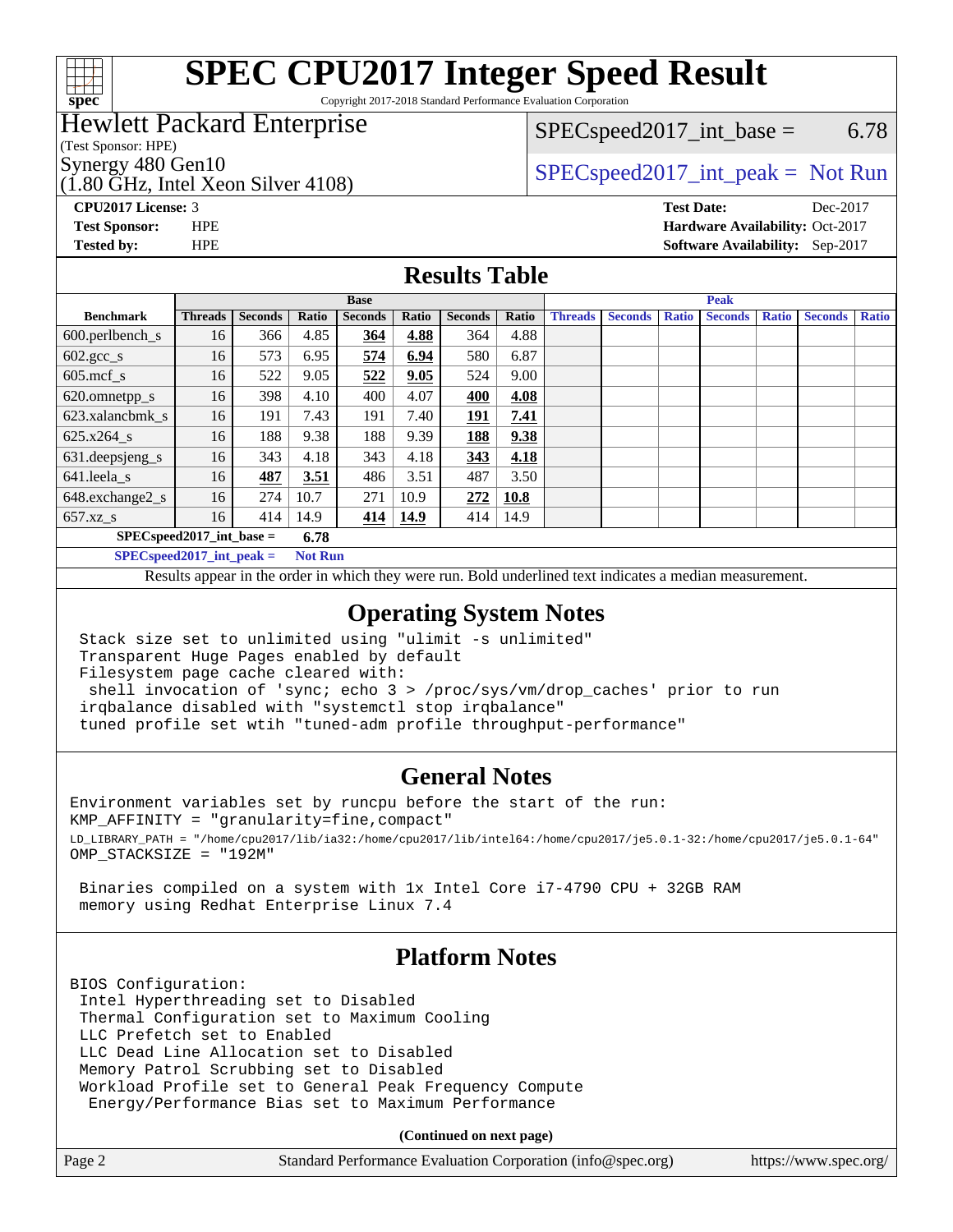# SPEC CPU2017 Integer Speed Result

Copyright 2017-2018 Standard Performance Evaluation Corporation

**Hewlett Packard Enterprise**
(Test Sponsor: HPE)
Synergy 480 Gen10
(1.80 GHz, Intel Xeon Silver 4108)

SPECspeed2017_int_base = 6.78

SPECspeed2017_int_peak = Not Run

**CPU2017 License:** 3
**Test Sponsor:** HPE
**Tested by:** HPE

**Test Date:** Dec-2017
**Hardware Availability:** Oct-2017
**Software Availability:** Sep-2017

## Results Table

| Benchmark | Base | | | | | | | Peak | | | | | | |
|---|---|---|---|---|---|---|---|---|---|---|---|---|---|---|
| | Threads | Seconds | Ratio | Seconds | Ratio | Seconds | Ratio | Threads | Seconds | Ratio | Seconds | Ratio | Seconds | Ratio |
| 600.perlbench_s | 16 | 366 | 4.85 | **364** | **4.88** | 364 | 4.88 | | | | | | | |
| 602.gcc_s | 16 | 573 | 6.95 | **574** | **6.94** | 580 | 6.87 | | | | | | | |
| 605.mcf_s | 16 | 522 | 9.05 | **522** | **9.05** | 524 | 9.00 | | | | | | | |
| 620.omnetpp_s | 16 | 398 | 4.10 | 400 | 4.07 | **400** | **4.08** | | | | | | | |
| 623.xalancbmk_s | 16 | 191 | 7.43 | 191 | 7.40 | **191** | **7.41** | | | | | | | |
| 625.x264_s | 16 | 188 | 9.38 | 188 | 9.39 | **188** | **9.38** | | | | | | | |
| 631.deepsjeng_s | 16 | 343 | 4.18 | 343 | 4.18 | **343** | **4.18** | | | | | | | |
| 641.leela_s | 16 | **487** | **3.51** | 486 | 3.51 | 487 | 3.50 | | | | | | | |
| 648.exchange2_s | 16 | 274 | 10.7 | 271 | 10.9 | **272** | **10.8** | | | | | | | |
| 657.xz_s | 16 | 414 | 14.9 | **414** | **14.9** | 414 | 14.9 | | | | | | | |

**SPECspeed2017_int_base = 6.78**

**SPECspeed2017_int_peak = Not Run**

Results appear in the order in which they were run. Bold underlined text indicates a median measurement.

## Operating System Notes

```
Stack size set to unlimited using "ulimit -s unlimited"
Transparent Huge Pages enabled by default
Filesystem page cache cleared with:
 shell invocation of 'sync; echo 3 > /proc/sys/vm/drop_caches' prior to run
irqbalance disabled with "systemctl stop irqbalance"
tuned profile set wtih "tuned-adm profile throughput-performance"
```

## General Notes

```
Environment variables set by runcpu before the start of the run:
KMP_AFFINITY = "granularity=fine,compact"
LD_LIBRARY_PATH = "/home/cpu2017/lib/ia32:/home/cpu2017/lib/intel64:/home/cpu2017/je5.0.1-32:/home/cpu2017/je5.0.1-64"
OMP_STACKSIZE = "192M"

 Binaries compiled on a system with 1x Intel Core i7-4790 CPU + 32GB RAM
 memory using Redhat Enterprise Linux 7.4
```

## Platform Notes

```
BIOS Configuration:
 Intel Hyperthreading set to Disabled
 Thermal Configuration set to Maximum Cooling
 LLC Prefetch set to Enabled
 LLC Dead Line Allocation set to Disabled
 Memory Patrol Scrubbing set to Disabled
 Workload Profile set to General Peak Frequency Compute
  Energy/Performance Bias set to Maximum Performance
```

**(Continued on next page)**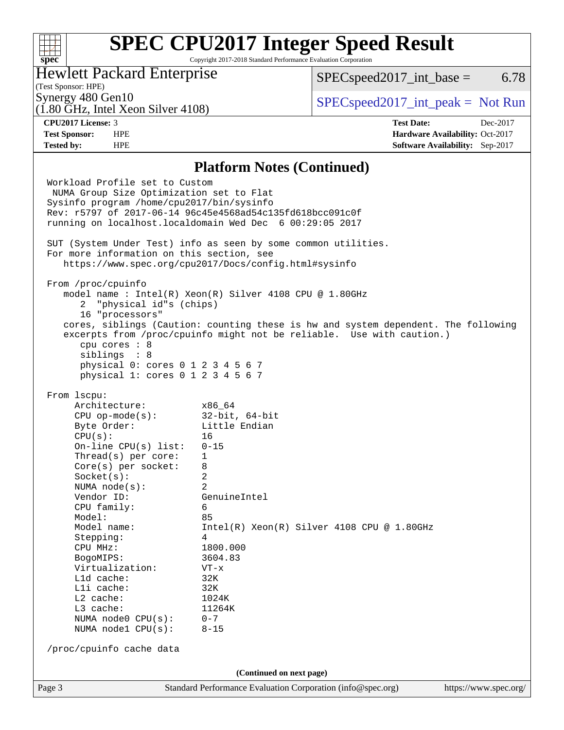## Platform Notes (Continued)

```
Workload Profile set to Custom
 NUMA Group Size Optimization set to Flat
Sysinfo program /home/cpu2017/bin/sysinfo
Rev: r5797 of 2017-06-14 96c45e4568ad54c135fd618bcc091c0f
running on localhost.localdomain Wed Dec  6 00:29:05 2017

SUT (System Under Test) info as seen by some common utilities.
For more information on this section, see
   https://www.spec.org/cpu2017/Docs/config.html#sysinfo

From /proc/cpuinfo
   model name : Intel(R) Xeon(R) Silver 4108 CPU @ 1.80GHz
      2  "physical id"s (chips)
      16 "processors"
   cores, siblings (Caution: counting these is hw and system dependent. The following
   excerpts from /proc/cpuinfo might not be reliable.  Use with caution.)
      cpu cores : 8
      siblings  : 8
      physical 0: cores 0 1 2 3 4 5 6 7
      physical 1: cores 0 1 2 3 4 5 6 7

From lscpu:
     Architecture:          x86_64
     CPU op-mode(s):        32-bit, 64-bit
     Byte Order:            Little Endian
     CPU(s):                16
     On-line CPU(s) list:   0-15
     Thread(s) per core:    1
     Core(s) per socket:    8
     Socket(s):             2
     NUMA node(s):          2
     Vendor ID:             GenuineIntel
     CPU family:            6
     Model:                 85
     Model name:            Intel(R) Xeon(R) Silver 4108 CPU @ 1.80GHz
     Stepping:              4
     CPU MHz:               1800.000
     BogoMIPS:              3604.83
     Virtualization:        VT-x
     L1d cache:             32K
     L1i cache:             32K
     L2 cache:              1024K
     L3 cache:              11264K
     NUMA node0 CPU(s):     0-7
     NUMA node1 CPU(s):     8-15

 /proc/cpuinfo cache data
```

(Continued on next page)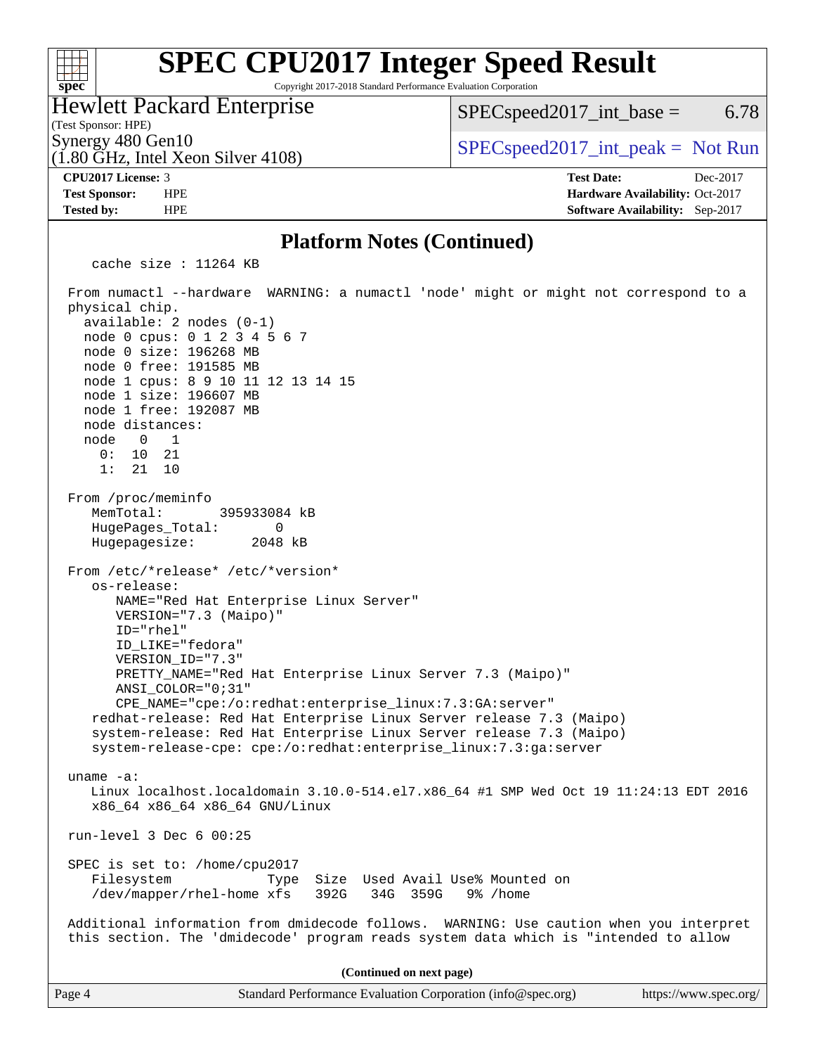## Platform Notes (Continued)

```
    cache size : 11264 KB

 From numactl --hardware  WARNING: a numactl 'node' might or might not correspond to a
 physical chip.
   available: 2 nodes (0-1)
   node 0 cpus: 0 1 2 3 4 5 6 7
   node 0 size: 196268 MB
   node 0 free: 191585 MB
   node 1 cpus: 8 9 10 11 12 13 14 15
   node 1 size: 196607 MB
   node 1 free: 192087 MB
   node distances:
   node   0   1
     0:  10  21
     1:  21  10

 From /proc/meminfo
    MemTotal:       395933084 kB
    HugePages_Total:       0
    Hugepagesize:       2048 kB

 From /etc/*release* /etc/*version*
    os-release:
       NAME="Red Hat Enterprise Linux Server"
       VERSION="7.3 (Maipo)"
       ID="rhel"
       ID_LIKE="fedora"
       VERSION_ID="7.3"
       PRETTY_NAME="Red Hat Enterprise Linux Server 7.3 (Maipo)"
       ANSI_COLOR="0;31"
       CPE_NAME="cpe:/o:redhat:enterprise_linux:7.3:GA:server"
    redhat-release: Red Hat Enterprise Linux Server release 7.3 (Maipo)
    system-release: Red Hat Enterprise Linux Server release 7.3 (Maipo)
    system-release-cpe: cpe:/o:redhat:enterprise_linux:7.3:ga:server

 uname -a:
    Linux localhost.localdomain 3.10.0-514.el7.x86_64 #1 SMP Wed Oct 19 11:24:13 EDT 2016
    x86_64 x86_64 x86_64 GNU/Linux

 run-level 3 Dec 6 00:25

 SPEC is set to: /home/cpu2017
    Filesystem             Type  Size  Used Avail Use% Mounted on
    /dev/mapper/rhel-home xfs   392G   34G  359G   9% /home

 Additional information from dmidecode follows.  WARNING: Use caution when you interpret
 this section. The 'dmidecode' program reads system data which is "intended to allow
```

(Continued on next page)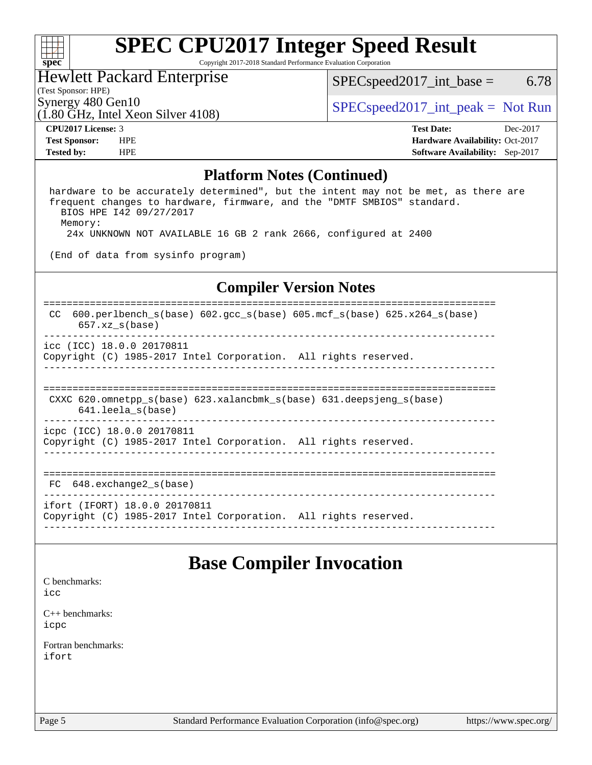# SPEC CPU2017 Integer Speed Result

Copyright 2017-2018 Standard Performance Evaluation Corporation

**Hewlett Packard Enterprise**
(Test Sponsor: HPE)
Synergy 480 Gen10
(1.80 GHz, Intel Xeon Silver 4108)

SPECspeed2017_int_base = 6.78

SPECspeed2017_int_peak = Not Run

**CPU2017 License:** 3
**Test Sponsor:** HPE
**Tested by:** HPE

**Test Date:** Dec-2017
**Hardware Availability:** Oct-2017
**Software Availability:** Sep-2017

## Platform Notes (Continued)

```
 hardware to be accurately determined", but the intent may not be met, as there are
 frequent changes to hardware, firmware, and the "DMTF SMBIOS" standard.
   BIOS HPE I42 09/27/2017
   Memory:
    24x UNKNOWN NOT AVAILABLE 16 GB 2 rank 2666, configured at 2400

 (End of data from sysinfo program)
```

## Compiler Version Notes

```
==============================================================================
 CC  600.perlbench_s(base) 602.gcc_s(base) 605.mcf_s(base) 625.x264_s(base)
      657.xz_s(base)
------------------------------------------------------------------------------
icc (ICC) 18.0.0 20170811
Copyright (C) 1985-2017 Intel Corporation.  All rights reserved.
------------------------------------------------------------------------------

==============================================================================
 CXXC 620.omnetpp_s(base) 623.xalancbmk_s(base) 631.deepsjeng_s(base)
      641.leela_s(base)
------------------------------------------------------------------------------
icpc (ICC) 18.0.0 20170811
Copyright (C) 1985-2017 Intel Corporation.  All rights reserved.
------------------------------------------------------------------------------

==============================================================================
 FC  648.exchange2_s(base)
------------------------------------------------------------------------------
ifort (IFORT) 18.0.0 20170811
Copyright (C) 1985-2017 Intel Corporation.  All rights reserved.
------------------------------------------------------------------------------
```

# Base Compiler Invocation

C benchmarks:
icc

C++ benchmarks:
icpc

Fortran benchmarks:
ifort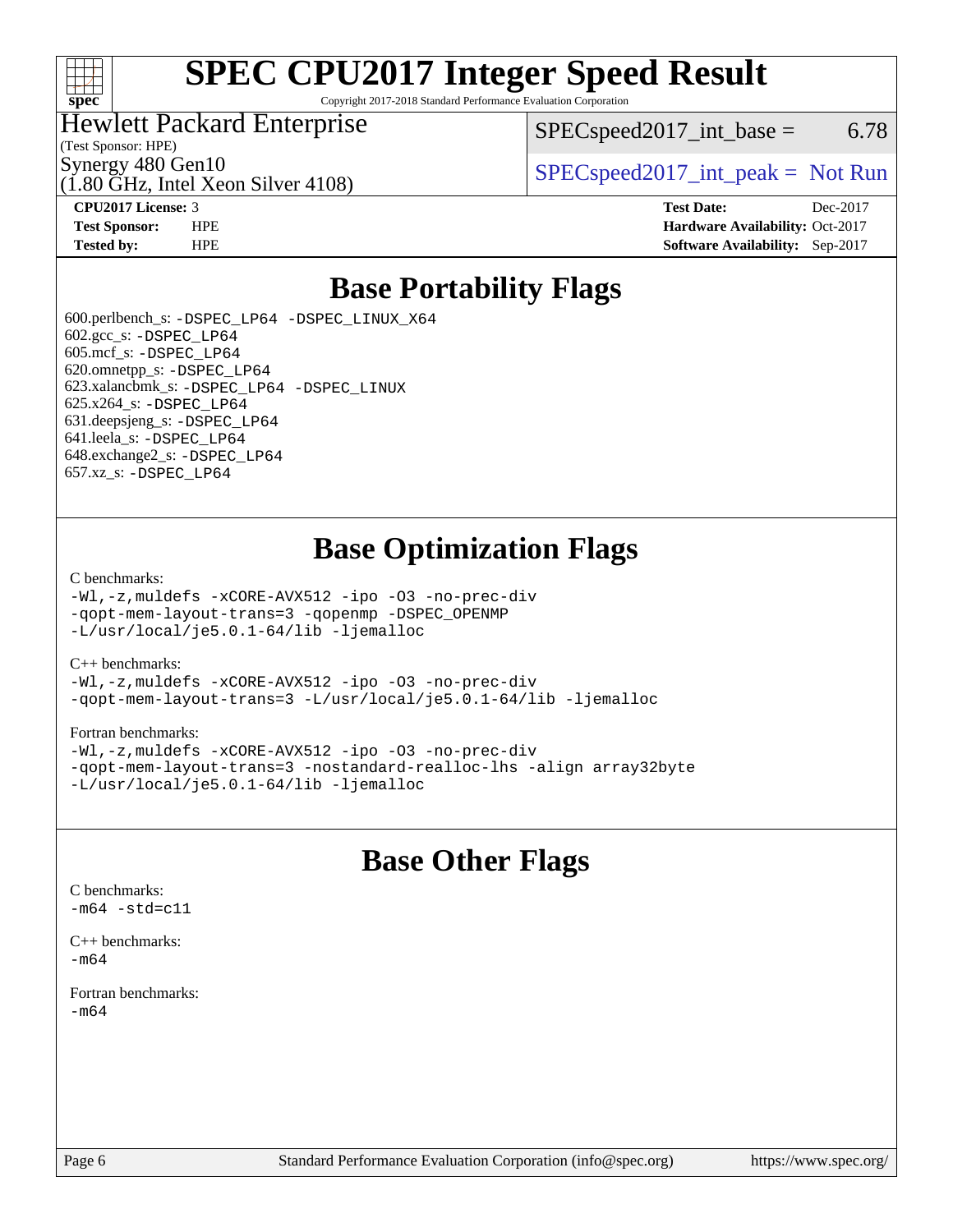# SPEC CPU2017 Integer Speed Result

Copyright 2017-2018 Standard Performance Evaluation Corporation

Hewlett Packard Enterprise
(Test Sponsor: HPE)
Synergy 480 Gen10
(1.80 GHz, Intel Xeon Silver 4108)

SPECspeed2017_int_base = 6.78

SPECspeed2017_int_peak = Not Run

**CPU2017 License:** 3
**Test Sponsor:** HPE
**Tested by:** HPE

**Test Date:** Dec-2017
**Hardware Availability:** Oct-2017
**Software Availability:** Sep-2017

## Base Portability Flags

600.perlbench_s: `-DSPEC_LP64 -DSPEC_LINUX_X64`
602.gcc_s: `-DSPEC_LP64`
605.mcf_s: `-DSPEC_LP64`
620.omnetpp_s: `-DSPEC_LP64`
623.xalancbmk_s: `-DSPEC_LP64 -DSPEC_LINUX`
625.x264_s: `-DSPEC_LP64`
631.deepsjeng_s: `-DSPEC_LP64`
641.leela_s: `-DSPEC_LP64`
648.exchange2_s: `-DSPEC_LP64`
657.xz_s: `-DSPEC_LP64`

## Base Optimization Flags

C benchmarks:

```
-Wl,-z,muldefs -xCORE-AVX512 -ipo -O3 -no-prec-div
-qopt-mem-layout-trans=3 -qopenmp -DSPEC_OPENMP
-L/usr/local/je5.0.1-64/lib -ljemalloc
```

C++ benchmarks:

```
-Wl,-z,muldefs -xCORE-AVX512 -ipo -O3 -no-prec-div
-qopt-mem-layout-trans=3 -L/usr/local/je5.0.1-64/lib -ljemalloc
```

Fortran benchmarks:

```
-Wl,-z,muldefs -xCORE-AVX512 -ipo -O3 -no-prec-div
-qopt-mem-layout-trans=3 -nostandard-realloc-lhs -align array32byte
-L/usr/local/je5.0.1-64/lib -ljemalloc
```

## Base Other Flags

C benchmarks:

```
-m64 -std=c11
```

C++ benchmarks:

```
-m64
```

Fortran benchmarks:

```
-m64
```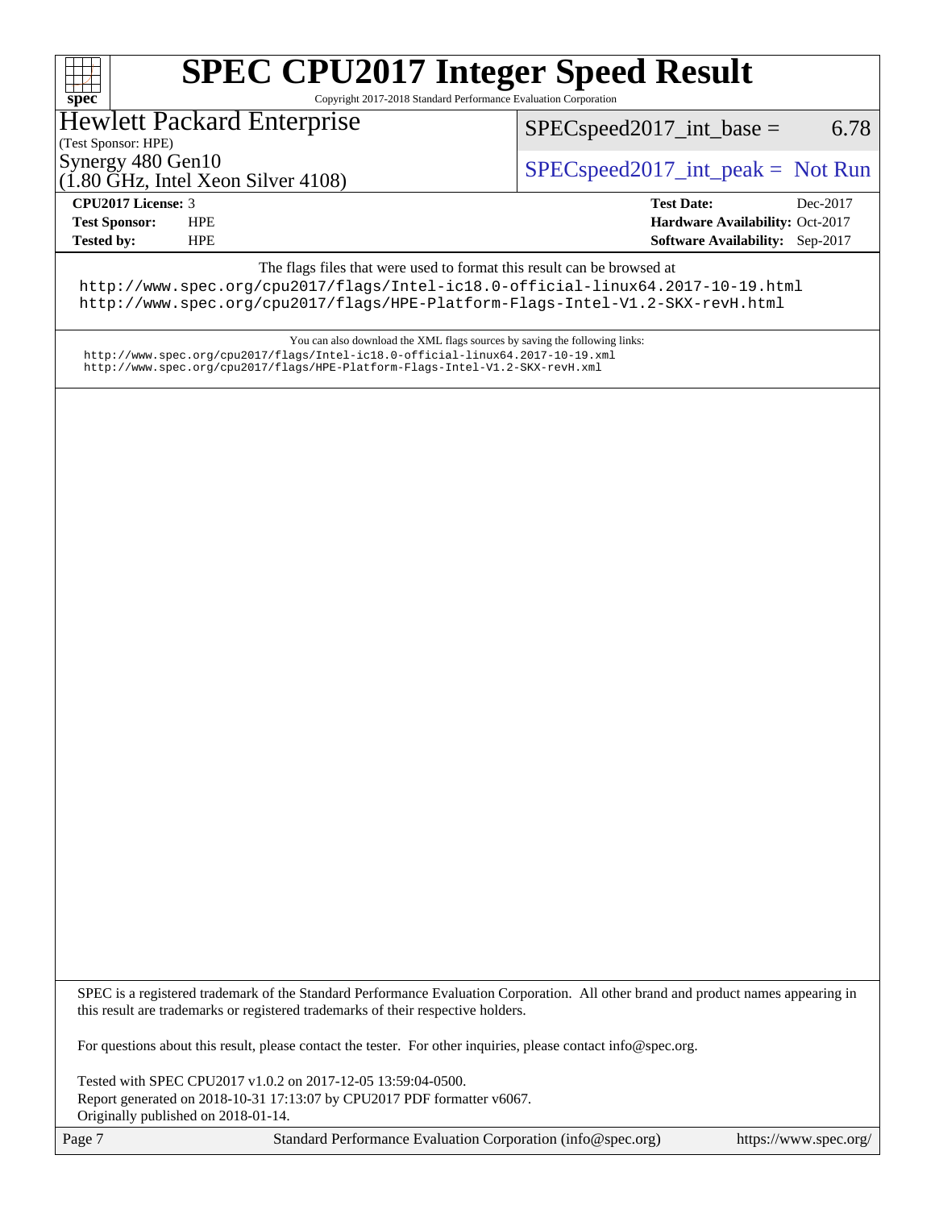# SPEC CPU2017 Integer Speed Result

Copyright 2017-2018 Standard Performance Evaluation Corporation

**Hewlett Packard Enterprise**
(Test Sponsor: HPE)
Synergy 480 Gen10
(1.80 GHz, Intel Xeon Silver 4108)

SPECspeed2017_int_base = 6.78

SPECspeed2017_int_peak = Not Run

**CPU2017 License:** 3
**Test Sponsor:** HPE
**Tested by:** HPE

**Test Date:** Dec-2017
**Hardware Availability:** Oct-2017
**Software Availability:** Sep-2017

The flags files that were used to format this result can be browsed at

http://www.spec.org/cpu2017/flags/Intel-ic18.0-official-linux64.2017-10-19.html
http://www.spec.org/cpu2017/flags/HPE-Platform-Flags-Intel-V1.2-SKX-revH.html

You can also download the XML flags sources by saving the following links:

http://www.spec.org/cpu2017/flags/Intel-ic18.0-official-linux64.2017-10-19.xml
http://www.spec.org/cpu2017/flags/HPE-Platform-Flags-Intel-V1.2-SKX-revH.xml

SPEC is a registered trademark of the Standard Performance Evaluation Corporation. All other brand and product names appearing in this result are trademarks or registered trademarks of their respective holders.

For questions about this result, please contact the tester. For other inquiries, please contact info@spec.org.

Tested with SPEC CPU2017 v1.0.2 on 2017-12-05 13:59:04-0500.
Report generated on 2018-10-31 17:13:07 by CPU2017 PDF formatter v6067.
Originally published on 2018-01-14.